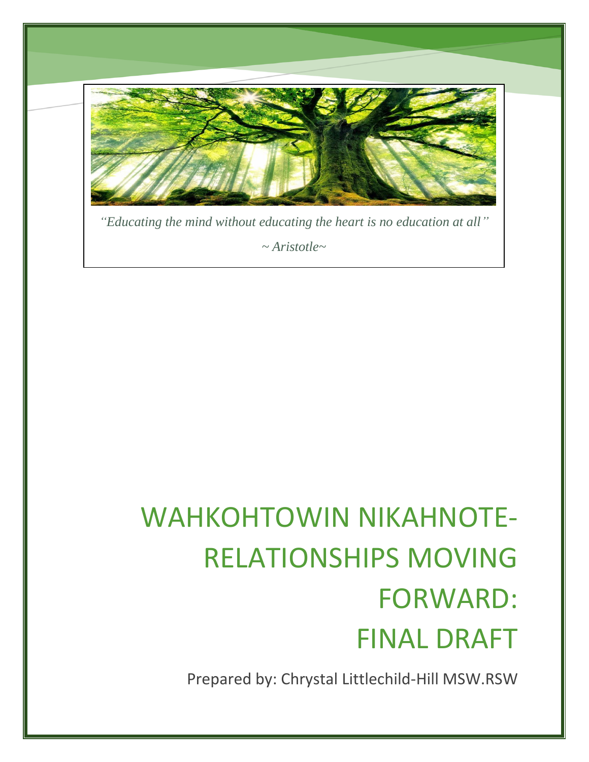*"Educating the mind without educating the heart is no education at all"*

*~ Aristotle~*

# WAHKOHTOWIN NIKAHNOTE- RELATIONSHIPS MOVING FORWARD: FINAL DRAFT

Prepared by: Chrystal Littlechild-Hill MSW.RSW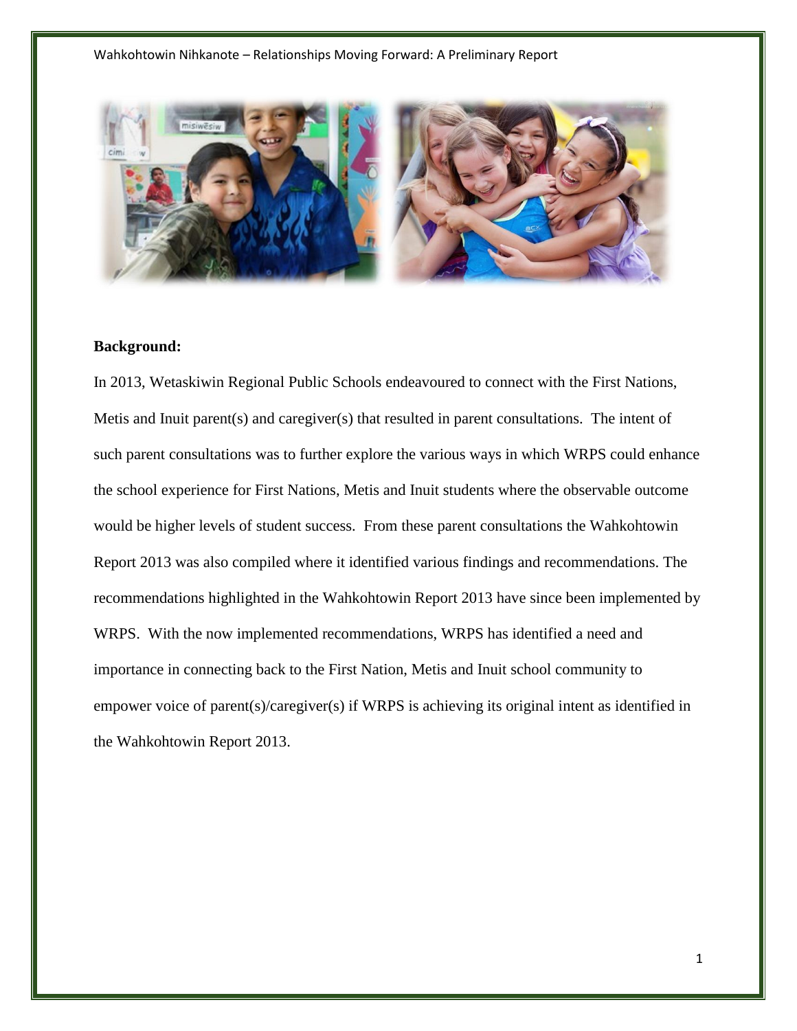**Background:**

In 2013, Wetaskiwin Regional Public Schools endeavoured to connect with the First Nations, Metis and Inuit parent(s) and caregiver(s) that resulted in parent consultations. The intent of such parent consultations was to further explore the various ways in which WRPS could enhance the school experience for First Nations, Metis and Inuit students where the observable outcome would be higher levels of student success. From these parent consultations the Wahkohtowin Report 2013 was also compiled where it identified various findings and recommendations. The recommendations highlighted in the Wahkohtowin Report 2013 have since been implemented by WRPS. With the now implemented recommendations, WRPS has identified a need and importance in connecting back to the First Nation, Metis and Inuit school community to empower voice of parent(s)/caregiver(s) if WRPS is achieving its original intent as identified in the Wahkohtowin Report 2013.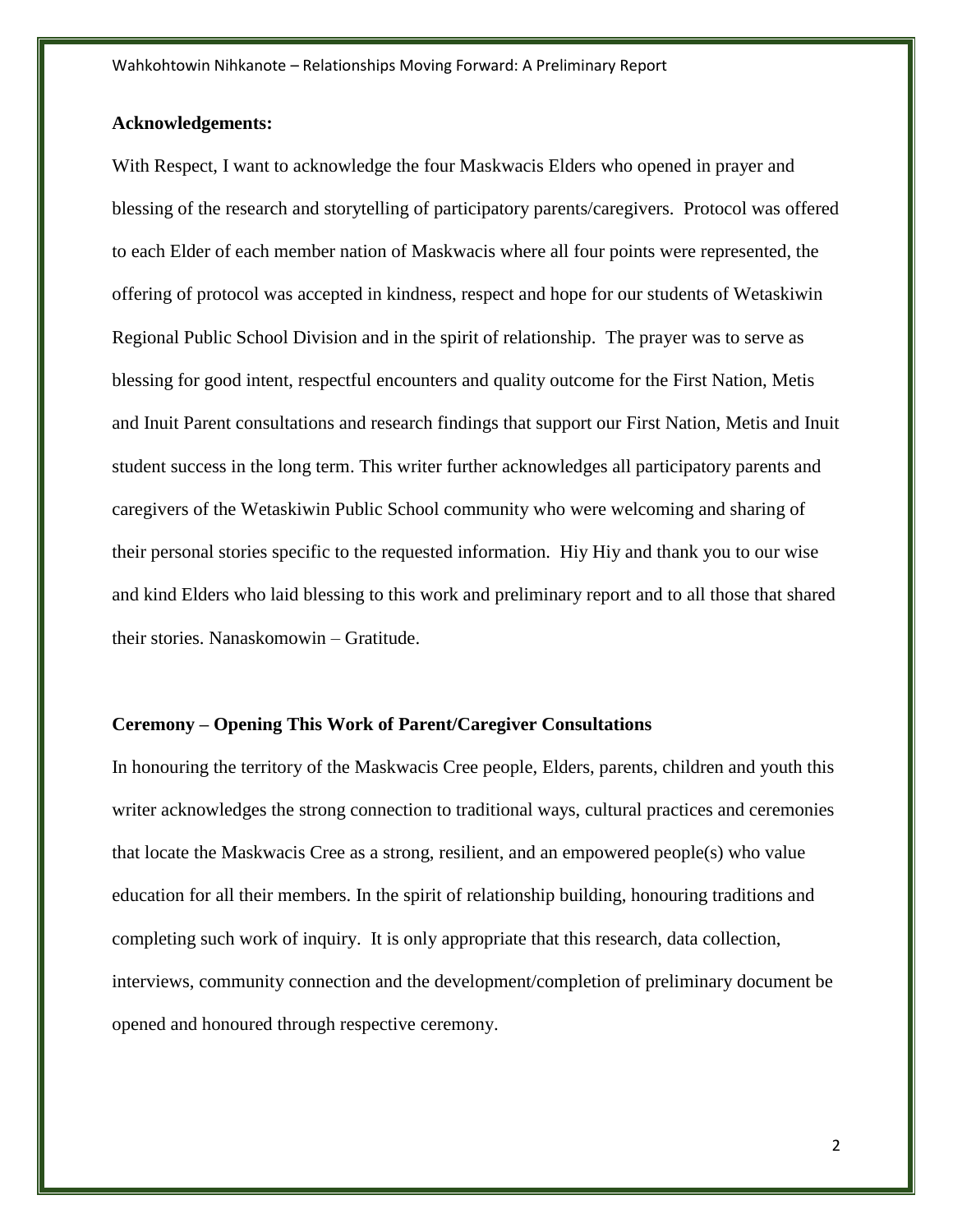**Acknowledgements:**

With Respect, I want to acknowledge the four Maskwacis Elders who opened in prayer and blessing of the research and storytelling of participatory parents/caregivers. Protocol was offered to each Elder of each member nation of Maskwacis where all four points were represented, the offering of protocol was accepted in kindness, respect and hope for our students of Wetaskiwin Regional Public School Division and in the spirit of relationship. The prayer was to serve as blessing for good intent, respectful encounters and quality outcome for the First Nation, Metis and Inuit Parent consultations and research findings that support our First Nation, Metis and Inuit student success in the long term. This writer further acknowledges all participatory parents and caregivers of the Wetaskiwin Public School community who were welcoming and sharing of their personal stories specific to the requested information. Hiy Hiy and thank you to our wise and kind Elders who laid blessing to this work and preliminary report and to all those that shared their stories. Nanaskomowin – Gratitude.

**Ceremony – Opening This Work of Parent/Caregiver Consultations**

In honouring the territory of the Maskwacis Cree people, Elders, parents, children and youth this writer acknowledges the strong connection to traditional ways, cultural practices and ceremonies that locate the Maskwacis Cree as a strong, resilient, and an empowered people(s) who value education for all their members. In the spirit of relationship building, honouring traditions and completing such work of inquiry. It is only appropriate that this research, data collection, interviews, community connection and the development/completion of preliminary document be opened and honoured through respective ceremony.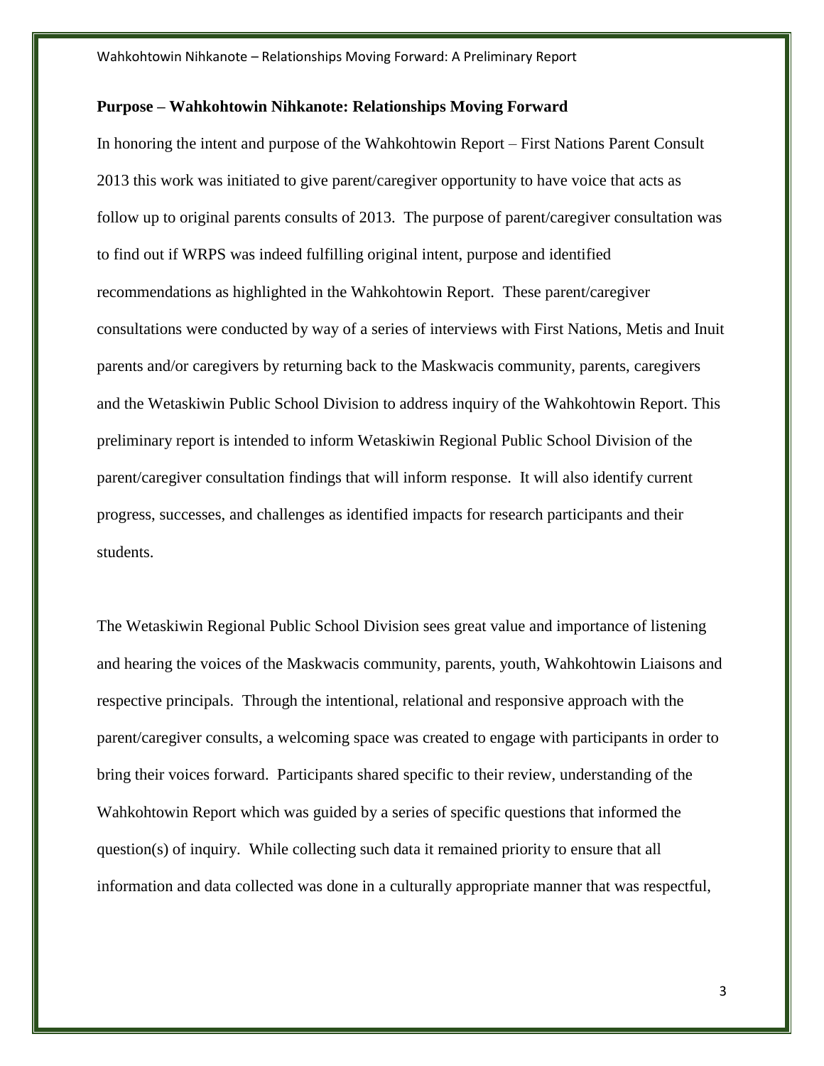**Purpose – Wahkohtowin Nihkanote: Relationships Moving Forward**

In honoring the intent and purpose of the Wahkohtowin Report – First Nations Parent Consult 2013 this work was initiated to give parent/caregiver opportunity to have voice that acts as follow up to original parents consults of 2013. The purpose of parent/caregiver consultation was to find out if WRPS was indeed fulfilling original intent, purpose and identified recommendations as highlighted in the Wahkohtowin Report. These parent/caregiver consultations were conducted by way of a series of interviews with First Nations, Metis and Inuit parents and/or caregivers by returning back to the Maskwacis community, parents, caregivers and the Wetaskiwin Public School Division to address inquiry of the Wahkohtowin Report. This preliminary report is intended to inform Wetaskiwin Regional Public School Division of the parent/caregiver consultation findings that will inform response. It will also identify current progress, successes, and challenges as identified impacts for research participants and their students.

The Wetaskiwin Regional Public School Division sees great value and importance of listening and hearing the voices of the Maskwacis community, parents, youth, Wahkohtowin Liaisons and respective principals. Through the intentional, relational and responsive approach with the parent/caregiver consults, a welcoming space was created to engage with participants in order to bring their voices forward. Participants shared specific to their review, understanding of the Wahkohtowin Report which was guided by a series of specific questions that informed the question(s) of inquiry. While collecting such data it remained priority to ensure that all information and data collected was done in a culturally appropriate manner that was respectful,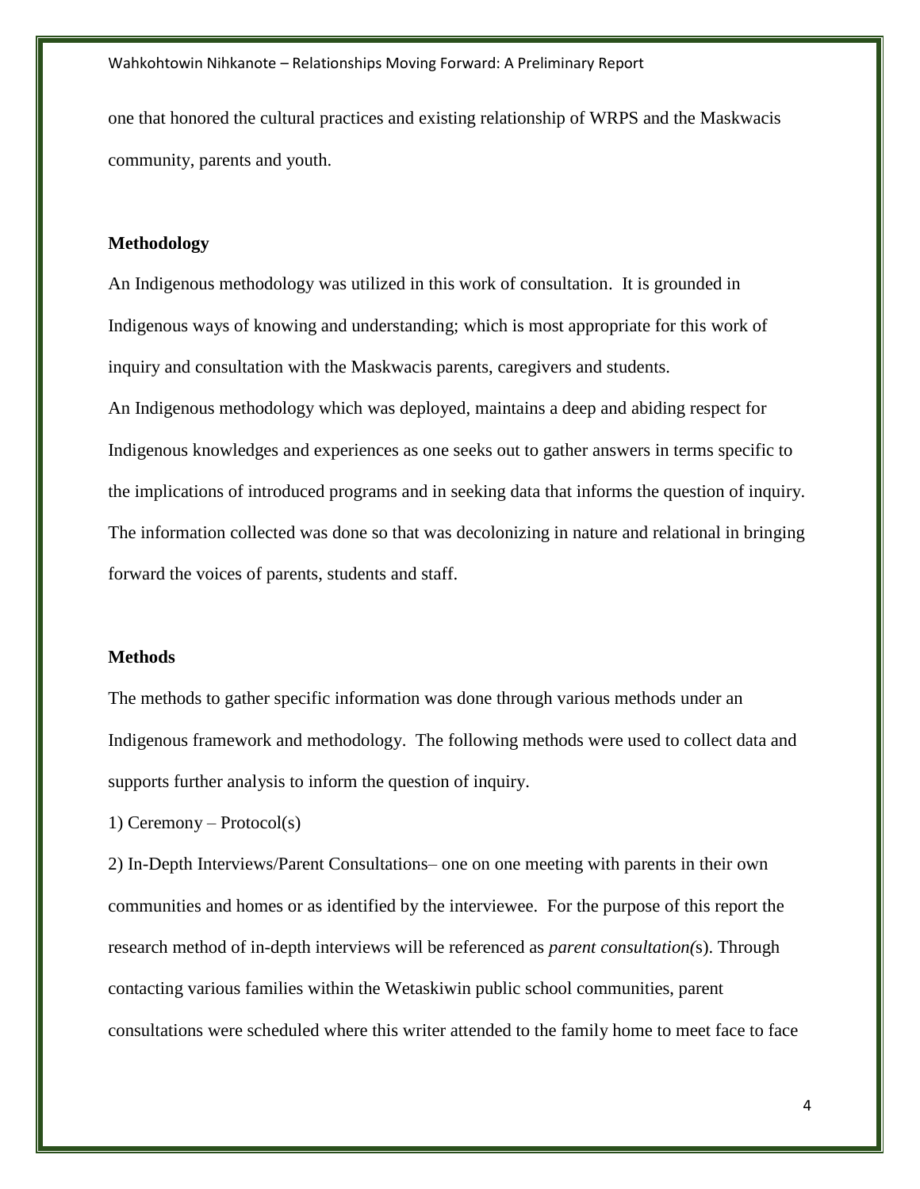one that honored the cultural practices and existing relationship of WRPS and the Maskwacis community, parents and youth.

**Methodology**

An Indigenous methodology was utilized in this work of consultation. It is grounded in Indigenous ways of knowing and understanding; which is most appropriate for this work of inquiry and consultation with the Maskwacis parents, caregivers and students.

An Indigenous methodology which was deployed, maintains a deep and abiding respect for Indigenous knowledges and experiences as one seeks out to gather answers in terms specific to the implications of introduced programs and in seeking data that informs the question of inquiry. The information collected was done so that was decolonizing in nature and relational in bringing forward the voices of parents, students and staff.

**Methods**

The methods to gather specific information was done through various methods under an Indigenous framework and methodology. The following methods were used to collect data and supports further analysis to inform the question of inquiry.

1) Ceremony – Protocol(s)

2) In-Depth Interviews/Parent Consultations– one on one meeting with parents in their own communities and homes or as identified by the interviewee. For the purpose of this report the research method of in-depth interviews will be referenced as *parent consultation(*s). Through contacting various families within the Wetaskiwin public school communities, parent consultations were scheduled where this writer attended to the family home to meet face to face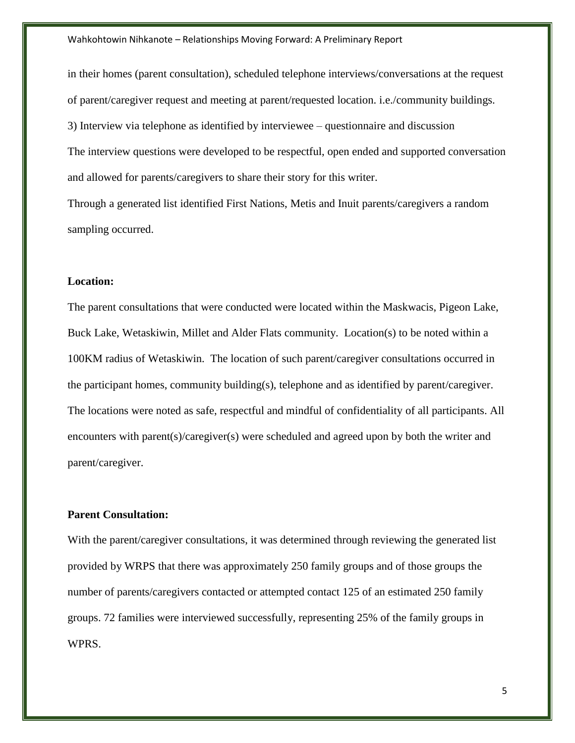in their homes (parent consultation), scheduled telephone interviews/conversations at the request of parent/caregiver request and meeting at parent/requested location. i.e./community buildings.

3) Interview via telephone as identified by interviewee – questionnaire and discussion

The interview questions were developed to be respectful, open ended and supported conversation and allowed for parents/caregivers to share their story for this writer.

Through a generated list identified First Nations, Metis and Inuit parents/caregivers a random sampling occurred.

**Location:**

The parent consultations that were conducted were located within the Maskwacis, Pigeon Lake, Buck Lake, Wetaskiwin, Millet and Alder Flats community. Location(s) to be noted within a 100KM radius of Wetaskiwin. The location of such parent/caregiver consultations occurred in the participant homes, community building(s), telephone and as identified by parent/caregiver. The locations were noted as safe, respectful and mindful of confidentiality of all participants. All encounters with parent(s)/caregiver(s) were scheduled and agreed upon by both the writer and parent/caregiver.

**Parent Consultation:**

With the parent/caregiver consultations, it was determined through reviewing the generated list provided by WRPS that there was approximately 250 family groups and of those groups the number of parents/caregivers contacted or attempted contact 125 of an estimated 250 family groups. 72 families were interviewed successfully, representing 25% of the family groups in WPRS.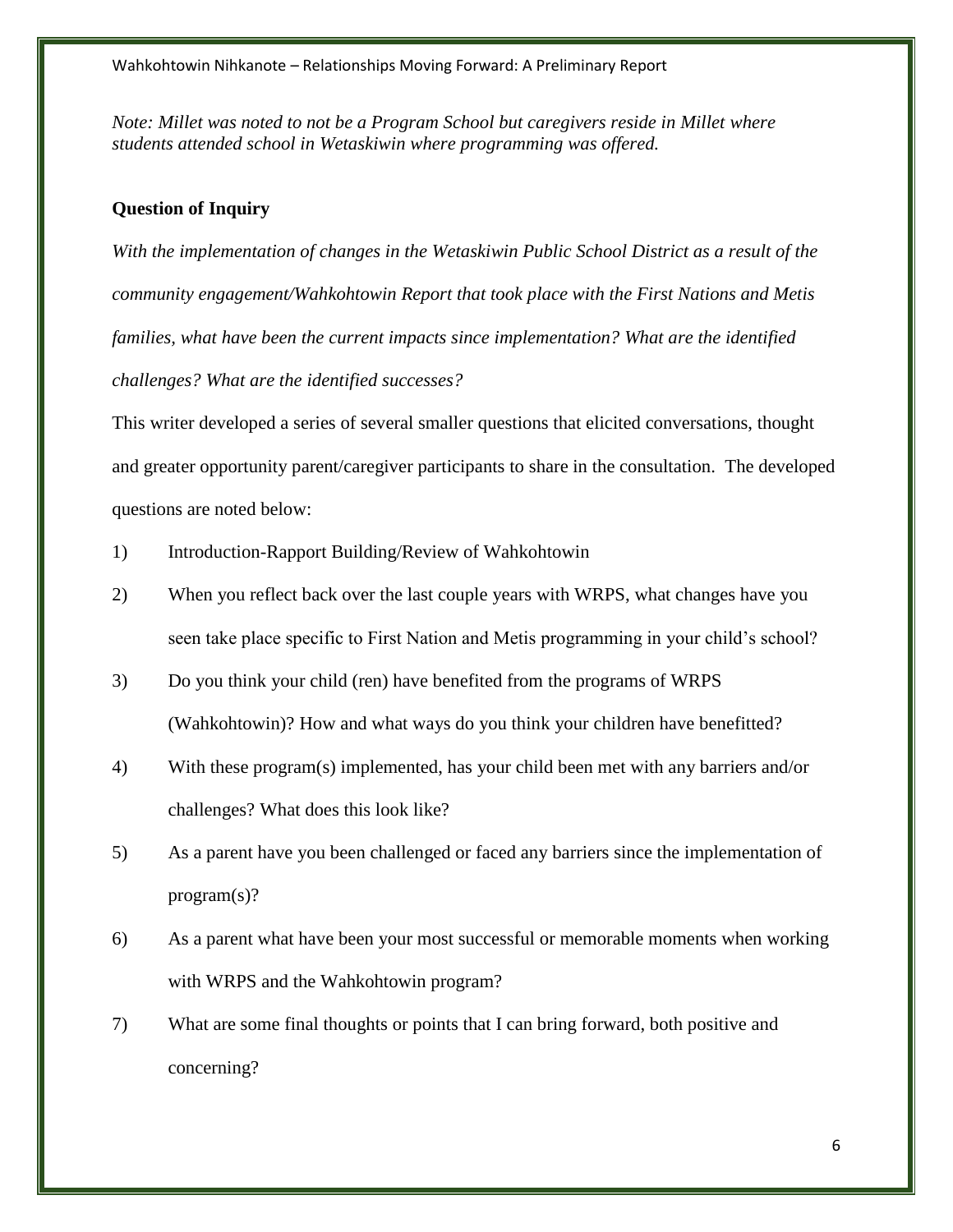*Note: Millet was noted to not be a Program School but caregivers reside in Millet where students attended school in Wetaskiwin where programming was offered.*

**Question of Inquiry**

*With the implementation of changes in the Wetaskiwin Public School District as a result of the community engagement/Wahkohtowin Report that took place with the First Nations and Metis families, what have been the current impacts since implementation? What are the identified challenges? What are the identified successes?*

This writer developed a series of several smaller questions that elicited conversations, thought and greater opportunity parent/caregiver participants to share in the consultation. The developed questions are noted below:

1) Introduction-Rapport Building/Review of Wahkohtowin
2) When you reflect back over the last couple years with WRPS, what changes have you seen take place specific to First Nation and Metis programming in your child's school?
3) Do you think your child (ren) have benefited from the programs of WRPS (Wahkohtowin)? How and what ways do you think your children have benefitted?
4) With these program(s) implemented, has your child been met with any barriers and/or challenges? What does this look like?
5) As a parent have you been challenged or faced any barriers since the implementation of program(s)?
6) As a parent what have been your most successful or memorable moments when working with WRPS and the Wahkohtowin program?
7) What are some final thoughts or points that I can bring forward, both positive and concerning?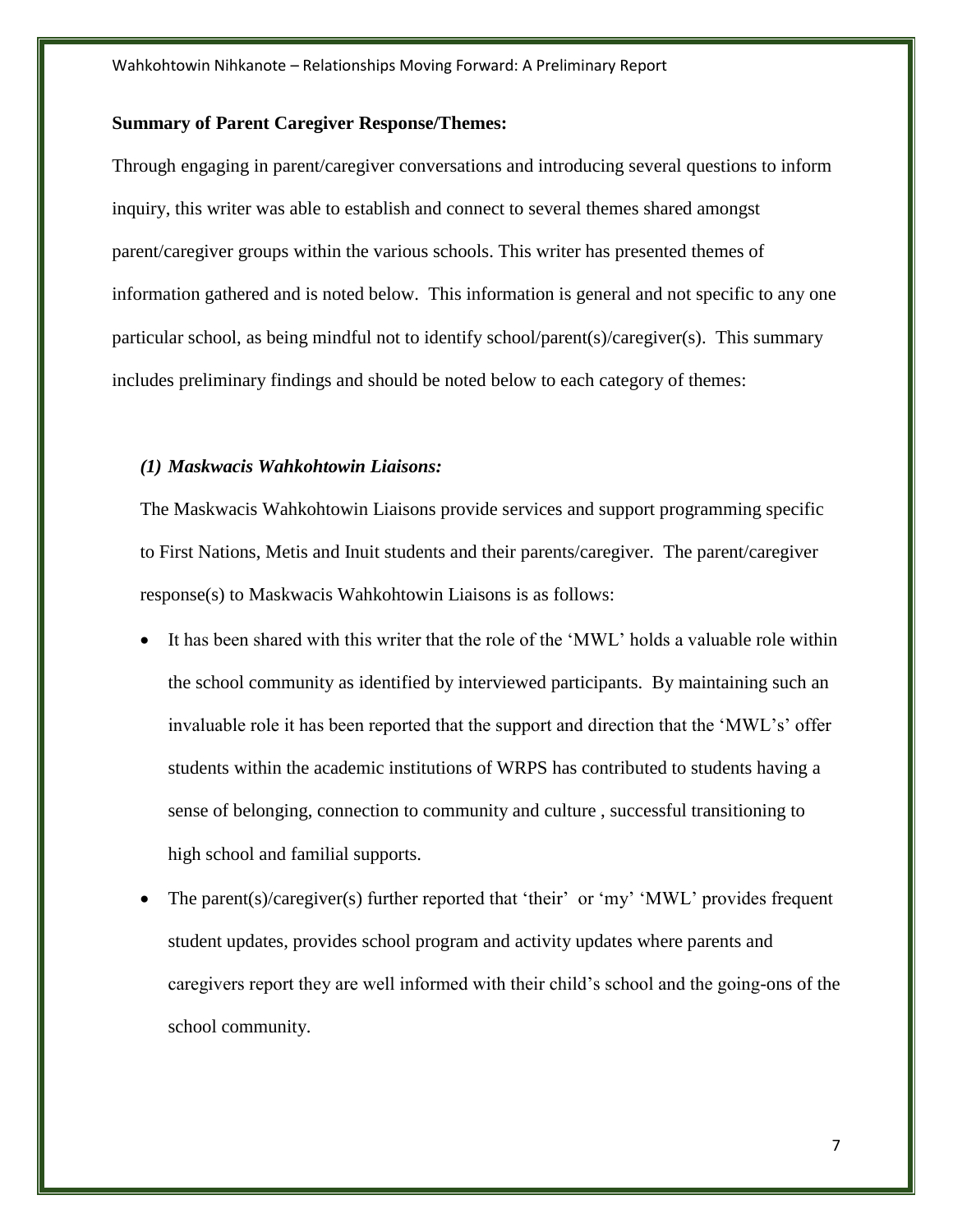**Summary of Parent Caregiver Response/Themes:**

Through engaging in parent/caregiver conversations and introducing several questions to inform inquiry, this writer was able to establish and connect to several themes shared amongst parent/caregiver groups within the various schools. This writer has presented themes of information gathered and is noted below. This information is general and not specific to any one particular school, as being mindful not to identify school/parent(s)/caregiver(s). This summary includes preliminary findings and should be noted below to each category of themes:

***(1) Maskwacis Wahkohtowin Liaisons:***

The Maskwacis Wahkohtowin Liaisons provide services and support programming specific to First Nations, Metis and Inuit students and their parents/caregiver. The parent/caregiver response(s) to Maskwacis Wahkohtowin Liaisons is as follows:

- It has been shared with this writer that the role of the 'MWL' holds a valuable role within the school community as identified by interviewed participants. By maintaining such an invaluable role it has been reported that the support and direction that the 'MWL's' offer students within the academic institutions of WRPS has contributed to students having a sense of belonging, connection to community and culture , successful transitioning to high school and familial supports.
- The parent(s)/caregiver(s) further reported that 'their' or 'my' 'MWL' provides frequent student updates, provides school program and activity updates where parents and caregivers report they are well informed with their child's school and the going-ons of the school community.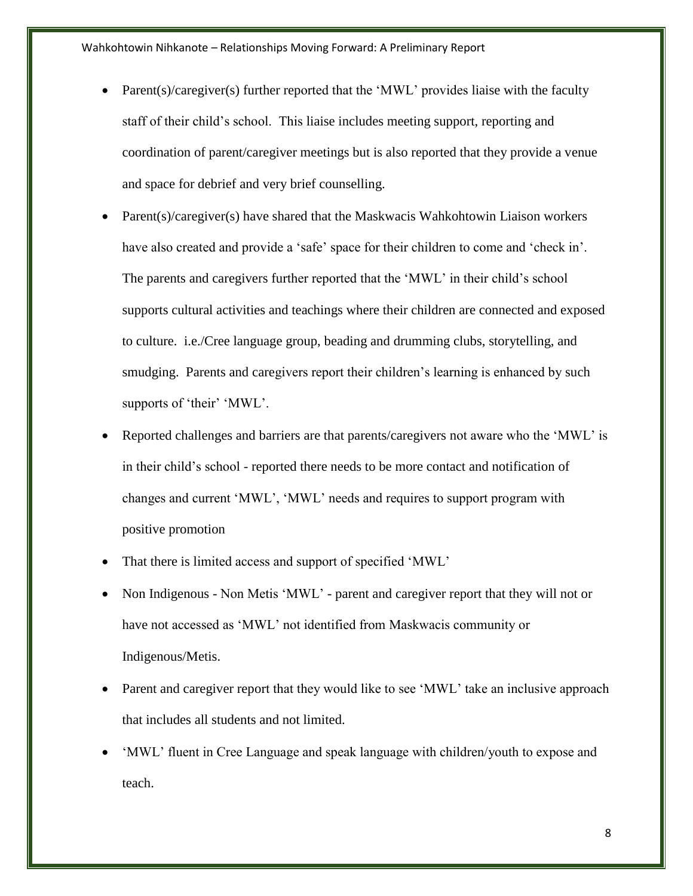- Parent(s)/caregiver(s) further reported that the 'MWL' provides liaise with the faculty staff of their child's school. This liaise includes meeting support, reporting and coordination of parent/caregiver meetings but is also reported that they provide a venue and space for debrief and very brief counselling.
- Parent(s)/caregiver(s) have shared that the Maskwacis Wahkohtowin Liaison workers have also created and provide a 'safe' space for their children to come and 'check in'. The parents and caregivers further reported that the 'MWL' in their child's school supports cultural activities and teachings where their children are connected and exposed to culture. i.e./Cree language group, beading and drumming clubs, storytelling, and smudging. Parents and caregivers report their children's learning is enhanced by such supports of 'their' 'MWL'.
- Reported challenges and barriers are that parents/caregivers not aware who the 'MWL' is in their child's school - reported there needs to be more contact and notification of changes and current 'MWL', 'MWL' needs and requires to support program with positive promotion
- That there is limited access and support of specified 'MWL'
- Non Indigenous - Non Metis 'MWL' - parent and caregiver report that they will not or have not accessed as 'MWL' not identified from Maskwacis community or Indigenous/Metis.
- Parent and caregiver report that they would like to see 'MWL' take an inclusive approach that includes all students and not limited.
- 'MWL' fluent in Cree Language and speak language with children/youth to expose and teach.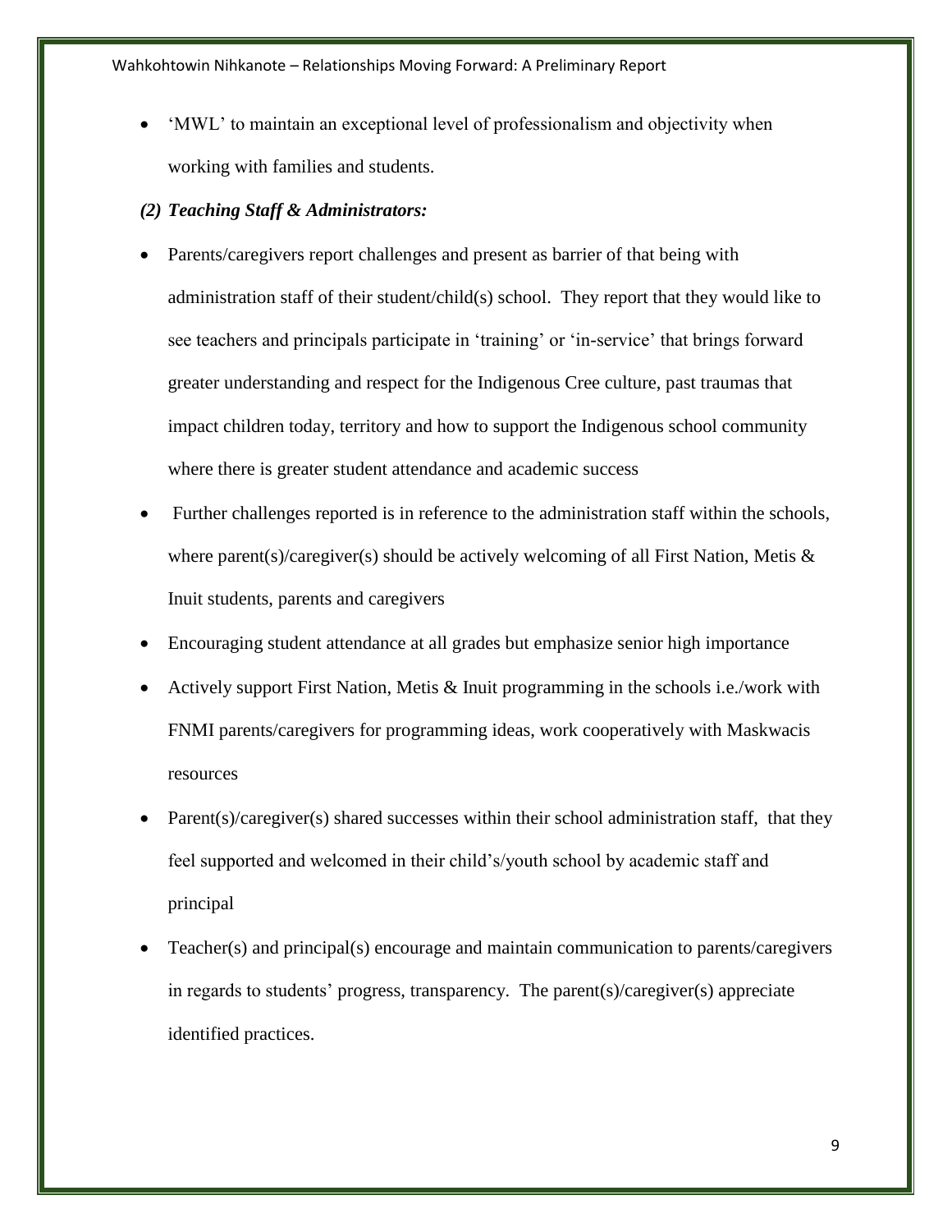- 'MWL' to maintain an exceptional level of professionalism and objectivity when working with families and students.

***(2) Teaching Staff & Administrators:***

- Parents/caregivers report challenges and present as barrier of that being with administration staff of their student/child(s) school. They report that they would like to see teachers and principals participate in 'training' or 'in-service' that brings forward greater understanding and respect for the Indigenous Cree culture, past traumas that impact children today, territory and how to support the Indigenous school community where there is greater student attendance and academic success
- Further challenges reported is in reference to the administration staff within the schools, where parent(s)/caregiver(s) should be actively welcoming of all First Nation, Metis & Inuit students, parents and caregivers
- Encouraging student attendance at all grades but emphasize senior high importance
- Actively support First Nation, Metis & Inuit programming in the schools i.e./work with FNMI parents/caregivers for programming ideas, work cooperatively with Maskwacis resources
- Parent(s)/caregiver(s) shared successes within their school administration staff, that they feel supported and welcomed in their child's/youth school by academic staff and principal
- Teacher(s) and principal(s) encourage and maintain communication to parents/caregivers in regards to students' progress, transparency. The parent(s)/caregiver(s) appreciate identified practices.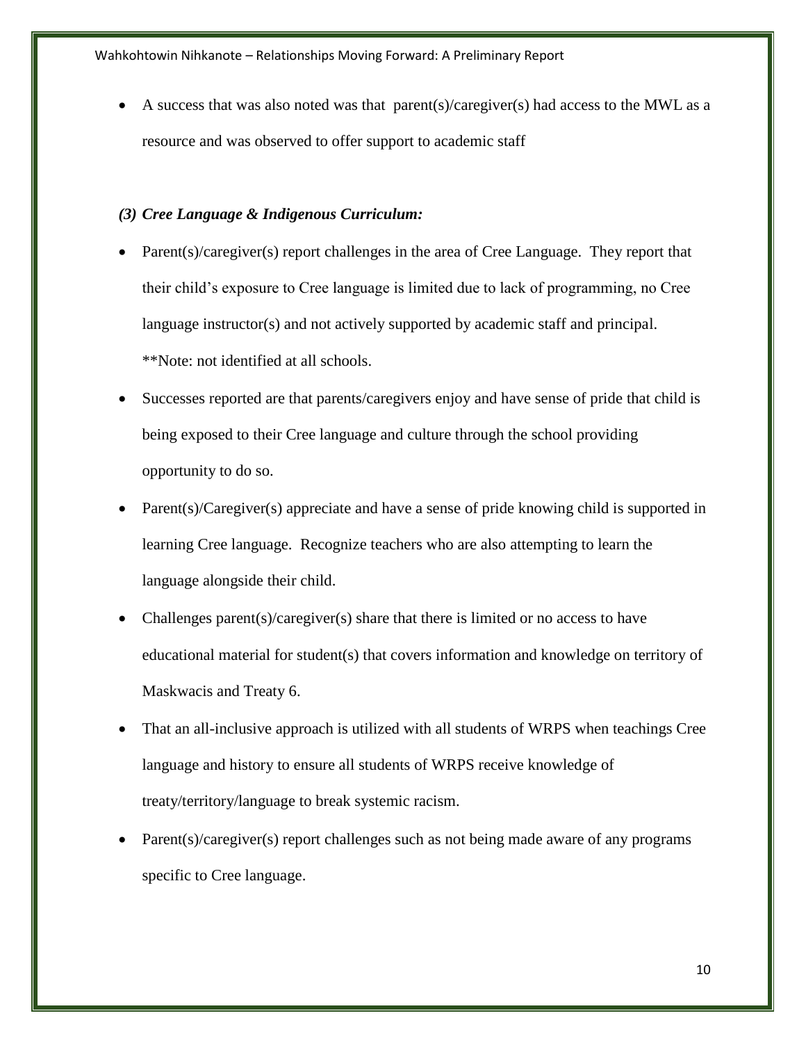- A success that was also noted was that parent(s)/caregiver(s) had access to the MWL as a resource and was observed to offer support to academic staff

***(3) Cree Language & Indigenous Curriculum:***

- Parent(s)/caregiver(s) report challenges in the area of Cree Language. They report that their child's exposure to Cree language is limited due to lack of programming, no Cree language instructor(s) and not actively supported by academic staff and principal. **Note: not identified at all schools.
- Successes reported are that parents/caregivers enjoy and have sense of pride that child is being exposed to their Cree language and culture through the school providing opportunity to do so.
- Parent(s)/Caregiver(s) appreciate and have a sense of pride knowing child is supported in learning Cree language. Recognize teachers who are also attempting to learn the language alongside their child.
- Challenges parent(s)/caregiver(s) share that there is limited or no access to have educational material for student(s) that covers information and knowledge on territory of Maskwacis and Treaty 6.
- That an all-inclusive approach is utilized with all students of WRPS when teachings Cree language and history to ensure all students of WRPS receive knowledge of treaty/territory/language to break systemic racism.
- Parent(s)/caregiver(s) report challenges such as not being made aware of any programs specific to Cree language.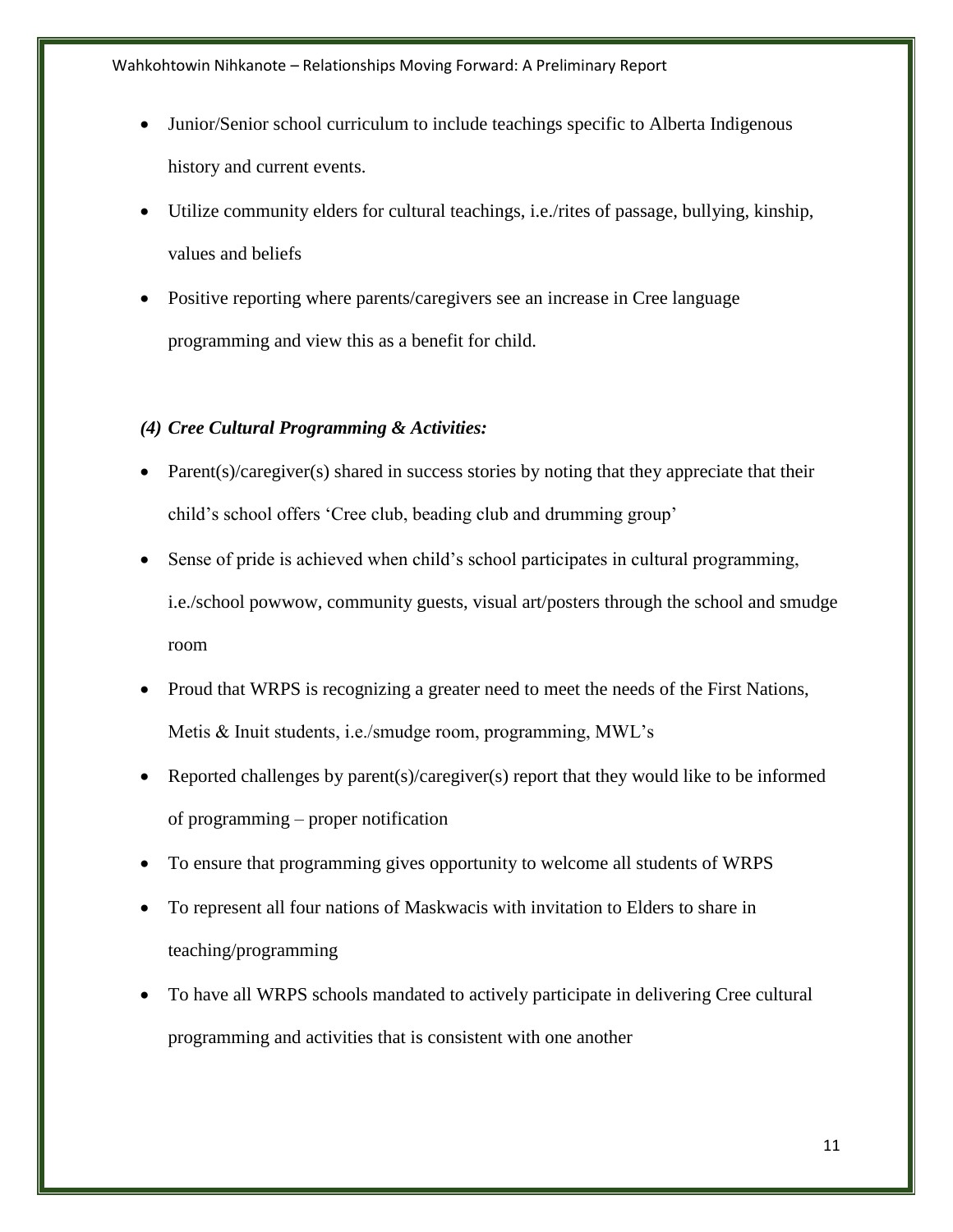- Junior/Senior school curriculum to include teachings specific to Alberta Indigenous history and current events.
- Utilize community elders for cultural teachings, i.e./rites of passage, bullying, kinship, values and beliefs
- Positive reporting where parents/caregivers see an increase in Cree language programming and view this as a benefit for child.

### *(4) Cree Cultural Programming & Activities:*

- Parent(s)/caregiver(s) shared in success stories by noting that they appreciate that their child's school offers 'Cree club, beading club and drumming group'
- Sense of pride is achieved when child's school participates in cultural programming, i.e./school powwow, community guests, visual art/posters through the school and smudge room
- Proud that WRPS is recognizing a greater need to meet the needs of the First Nations, Metis & Inuit students, i.e./smudge room, programming, MWL's
- Reported challenges by parent(s)/caregiver(s) report that they would like to be informed of programming – proper notification
- To ensure that programming gives opportunity to welcome all students of WRPS
- To represent all four nations of Maskwacis with invitation to Elders to share in teaching/programming
- To have all WRPS schools mandated to actively participate in delivering Cree cultural programming and activities that is consistent with one another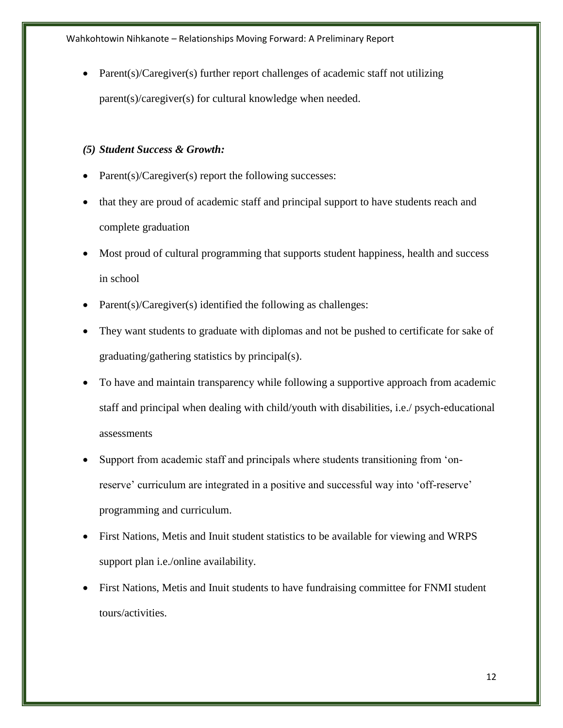- Parent(s)/Caregiver(s) further report challenges of academic staff not utilizing parent(s)/caregiver(s) for cultural knowledge when needed.

***(5) Student Success & Growth:***

- Parent(s)/Caregiver(s) report the following successes:
- that they are proud of academic staff and principal support to have students reach and complete graduation
- Most proud of cultural programming that supports student happiness, health and success in school
- Parent(s)/Caregiver(s) identified the following as challenges:
- They want students to graduate with diplomas and not be pushed to certificate for sake of graduating/gathering statistics by principal(s).
- To have and maintain transparency while following a supportive approach from academic staff and principal when dealing with child/youth with disabilities, i.e./ psych-educational assessments
- Support from academic staff and principals where students transitioning from 'on-reserve' curriculum are integrated in a positive and successful way into 'off-reserve' programming and curriculum.
- First Nations, Metis and Inuit student statistics to be available for viewing and WRPS support plan i.e./online availability.
- First Nations, Metis and Inuit students to have fundraising committee for FNMI student tours/activities.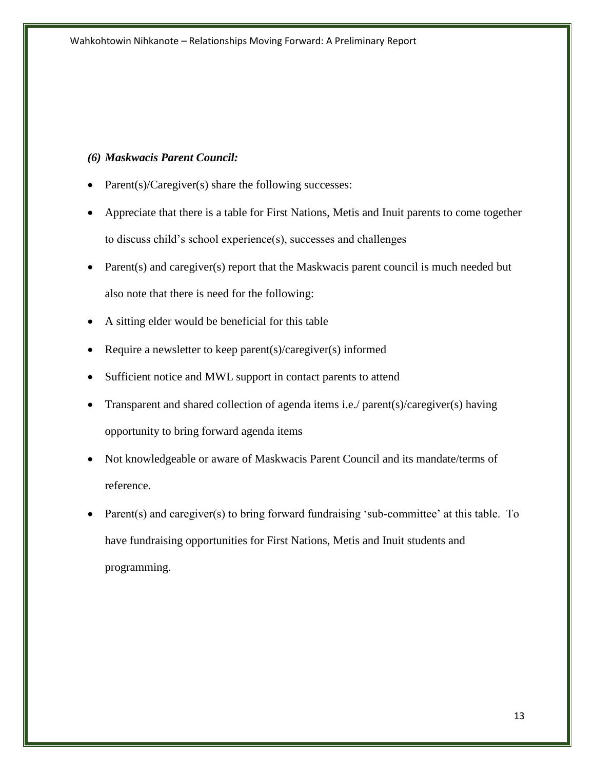***(6) Maskwacis Parent Council:***

- Parent(s)/Caregiver(s) share the following successes:
- Appreciate that there is a table for First Nations, Metis and Inuit parents to come together to discuss child's school experience(s), successes and challenges
- Parent(s) and caregiver(s) report that the Maskwacis parent council is much needed but also note that there is need for the following:
- A sitting elder would be beneficial for this table
- Require a newsletter to keep parent(s)/caregiver(s) informed
- Sufficient notice and MWL support in contact parents to attend
- Transparent and shared collection of agenda items i.e./ parent(s)/caregiver(s) having opportunity to bring forward agenda items
- Not knowledgeable or aware of Maskwacis Parent Council and its mandate/terms of reference.
- Parent(s) and caregiver(s) to bring forward fundraising 'sub-committee' at this table. To have fundraising opportunities for First Nations, Metis and Inuit students and programming.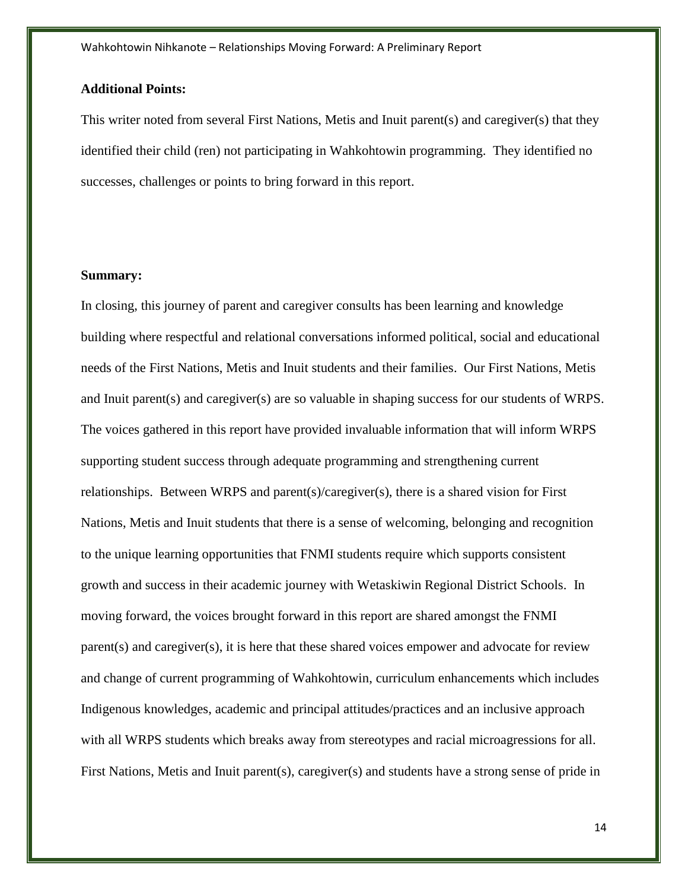**Additional Points:**

This writer noted from several First Nations, Metis and Inuit parent(s) and caregiver(s) that they identified their child (ren) not participating in Wahkohtowin programming. They identified no successes, challenges or points to bring forward in this report.

**Summary:**

In closing, this journey of parent and caregiver consults has been learning and knowledge building where respectful and relational conversations informed political, social and educational needs of the First Nations, Metis and Inuit students and their families. Our First Nations, Metis and Inuit parent(s) and caregiver(s) are so valuable in shaping success for our students of WRPS. The voices gathered in this report have provided invaluable information that will inform WRPS supporting student success through adequate programming and strengthening current relationships. Between WRPS and parent(s)/caregiver(s), there is a shared vision for First Nations, Metis and Inuit students that there is a sense of welcoming, belonging and recognition to the unique learning opportunities that FNMI students require which supports consistent growth and success in their academic journey with Wetaskiwin Regional District Schools. In moving forward, the voices brought forward in this report are shared amongst the FNMI parent(s) and caregiver(s), it is here that these shared voices empower and advocate for review and change of current programming of Wahkohtowin, curriculum enhancements which includes Indigenous knowledges, academic and principal attitudes/practices and an inclusive approach with all WRPS students which breaks away from stereotypes and racial microagressions for all. First Nations, Metis and Inuit parent(s), caregiver(s) and students have a strong sense of pride in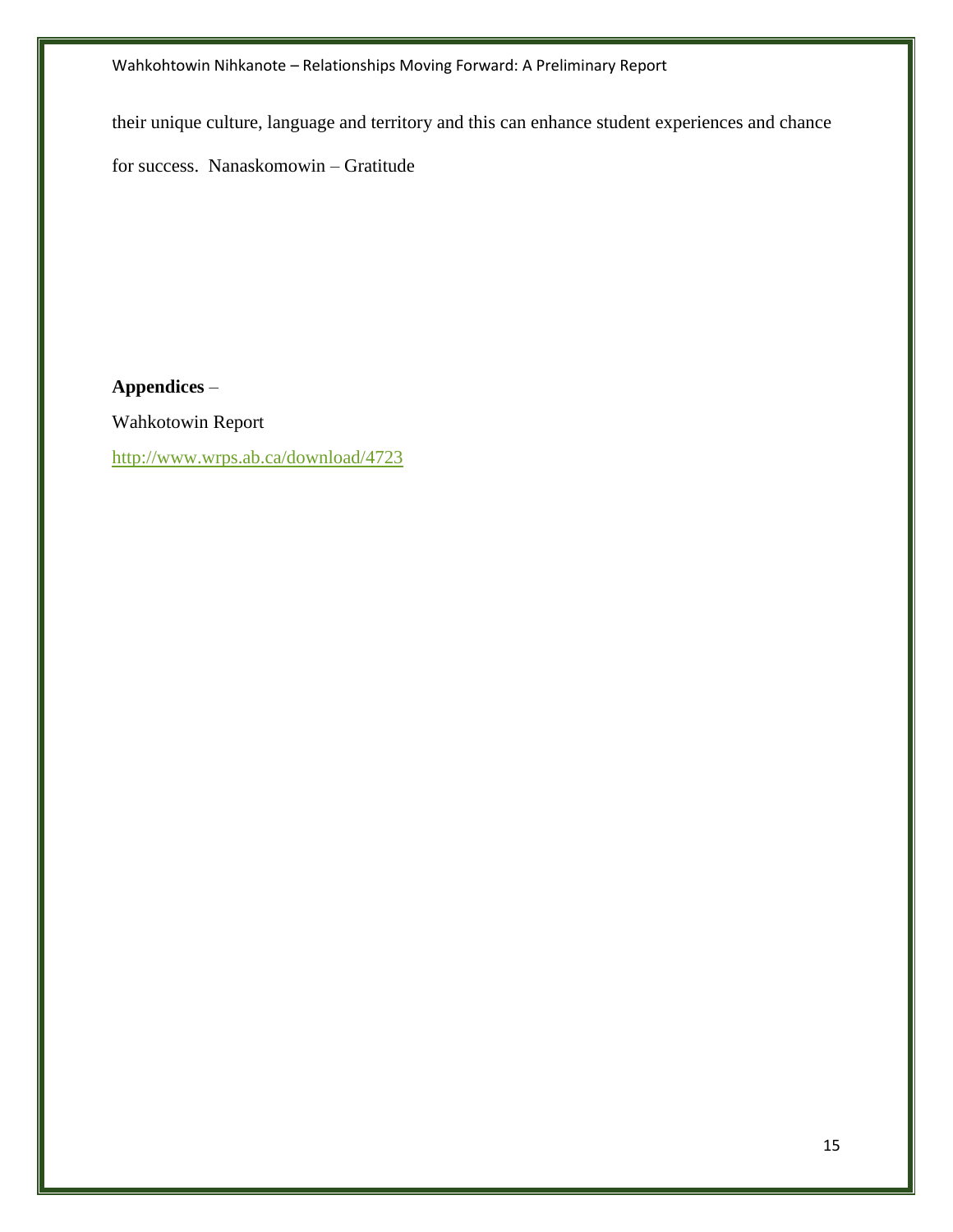their unique culture, language and territory and this can enhance student experiences and chance for success. Nanaskomowin – Gratitude

**Appendices** –

Wahkotowin Report

http://www.wrps.ab.ca/download/4723